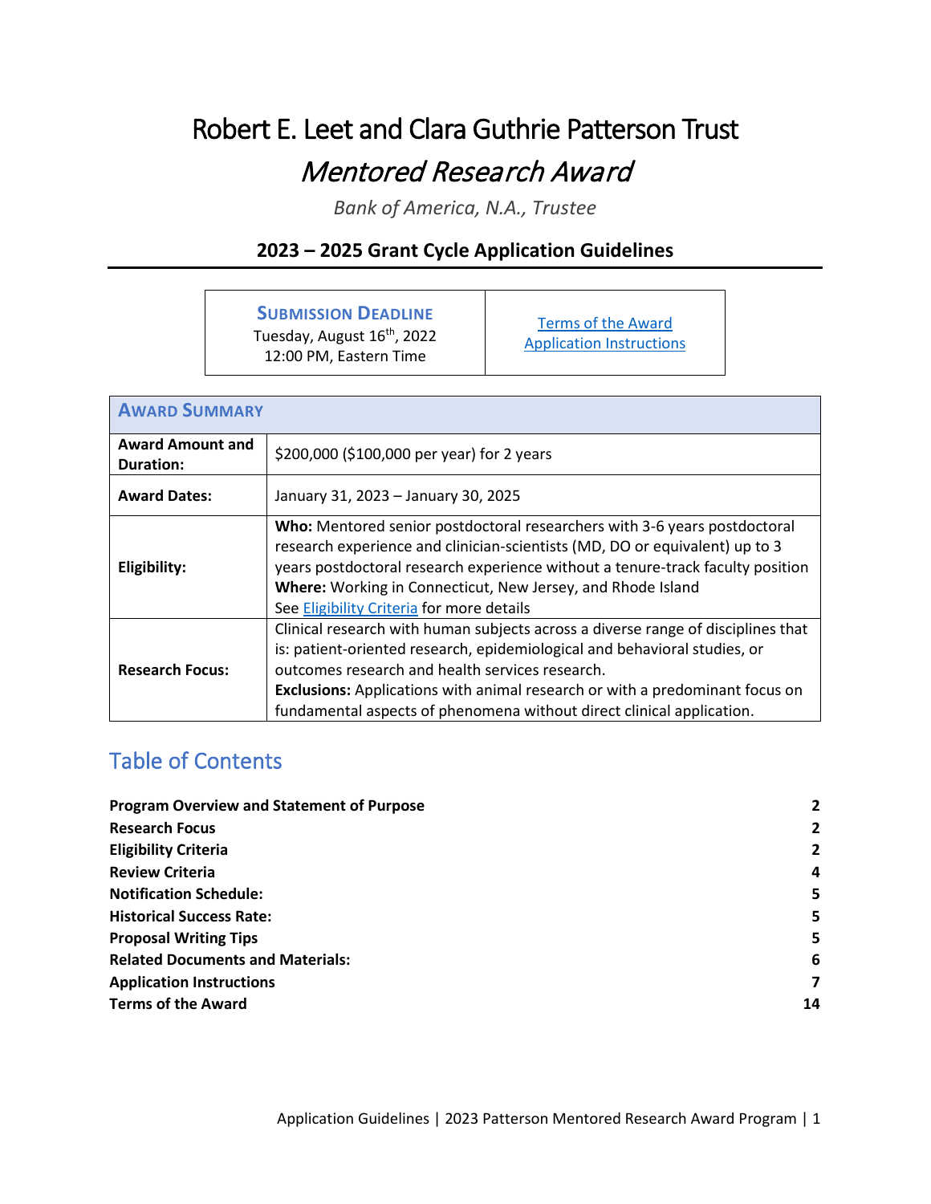# Robert E. Leet and Clara Guthrie Patterson Trust

## *Mentored Research Award*

*Bank of America, N.A., Trustee*

### 2023 – 2025 Grant Cycle Application Guidelines

| **Submission Deadline**<br>Tuesday, August 16th, 2022<br>12:00 PM, Eastern Time | [Terms of the Award](#)<br>[Application Instructions](#) |
|---|---|

| **Award Summary** | |
|---|---|
| **Award Amount and Duration:** | $200,000 ($100,000 per year) for 2 years |
| **Award Dates:** | January 31, 2023 – January 30, 2025 |
| **Eligibility:** | **Who:** Mentored senior postdoctoral researchers with 3-6 years postdoctoral research experience and clinician-scientists (MD, DO or equivalent) up to 3 years postdoctoral research experience without a tenure-track faculty position<br>**Where:** Working in Connecticut, New Jersey, and Rhode Island<br>See [Eligibility Criteria](#) for more details |
| **Research Focus:** | Clinical research with human subjects across a diverse range of disciplines that is: patient-oriented research, epidemiological and behavioral studies, or outcomes research and health services research.<br>**Exclusions:** Applications with animal research or with a predominant focus on fundamental aspects of phenomena without direct clinical application. |

## Table of Contents

| | |
|---|---|
| **Program Overview and Statement of Purpose** | **2** |
| **Research Focus** | **2** |
| **Eligibility Criteria** | **2** |
| **Review Criteria** | **4** |
| **Notification Schedule:** | **5** |
| **Historical Success Rate:** | **5** |
| **Proposal Writing Tips** | **5** |
| **Related Documents and Materials:** | **6** |
| **Application Instructions** | **7** |
| **Terms of the Award** | **14** |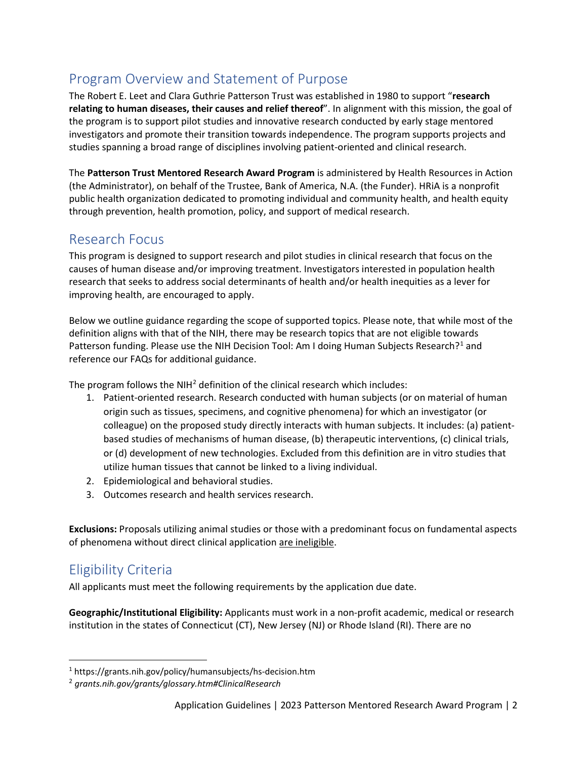## Program Overview and Statement of Purpose

The Robert E. Leet and Clara Guthrie Patterson Trust was established in 1980 to support "**research relating to human diseases, their causes and relief thereof**". In alignment with this mission, the goal of the program is to support pilot studies and innovative research conducted by early stage mentored investigators and promote their transition towards independence. The program supports projects and studies spanning a broad range of disciplines involving patient-oriented and clinical research.

The **Patterson Trust Mentored Research Award Program** is administered by Health Resources in Action (the Administrator), on behalf of the Trustee, Bank of America, N.A. (the Funder). HRiA is a nonprofit public health organization dedicated to promoting individual and community health, and health equity through prevention, health promotion, policy, and support of medical research.

## Research Focus

This program is designed to support research and pilot studies in clinical research that focus on the causes of human disease and/or improving treatment. Investigators interested in population health research that seeks to address social determinants of health and/or health inequities as a lever for improving health, are encouraged to apply.

Below we outline guidance regarding the scope of supported topics. Please note, that while most of the definition aligns with that of the NIH, there may be research topics that are not eligible towards Patterson funding. Please use the NIH Decision Tool: Am I doing Human Subjects Research?[1] and reference our FAQs for additional guidance.

The program follows the NIH[2] definition of the clinical research which includes:

1. Patient-oriented research. Research conducted with human subjects (or on material of human origin such as tissues, specimens, and cognitive phenomena) for which an investigator (or colleague) on the proposed study directly interacts with human subjects. It includes: (a) patient-based studies of mechanisms of human disease, (b) therapeutic interventions, (c) clinical trials, or (d) development of new technologies. Excluded from this definition are in vitro studies that utilize human tissues that cannot be linked to a living individual.
2. Epidemiological and behavioral studies.
3. Outcomes research and health services research.

**Exclusions:** Proposals utilizing animal studies or those with a predominant focus on fundamental aspects of phenomena without direct clinical application are ineligible.

## Eligibility Criteria

All applicants must meet the following requirements by the application due date.

**Geographic/Institutional Eligibility:** Applicants must work in a non-profit academic, medical or research institution in the states of Connecticut (CT), New Jersey (NJ) or Rhode Island (RI). There are no

[1] https://grants.nih.gov/policy/humansubjects/hs-decision.htm

[2] *grants.nih.gov/grants/glossary.htm#ClinicalResearch*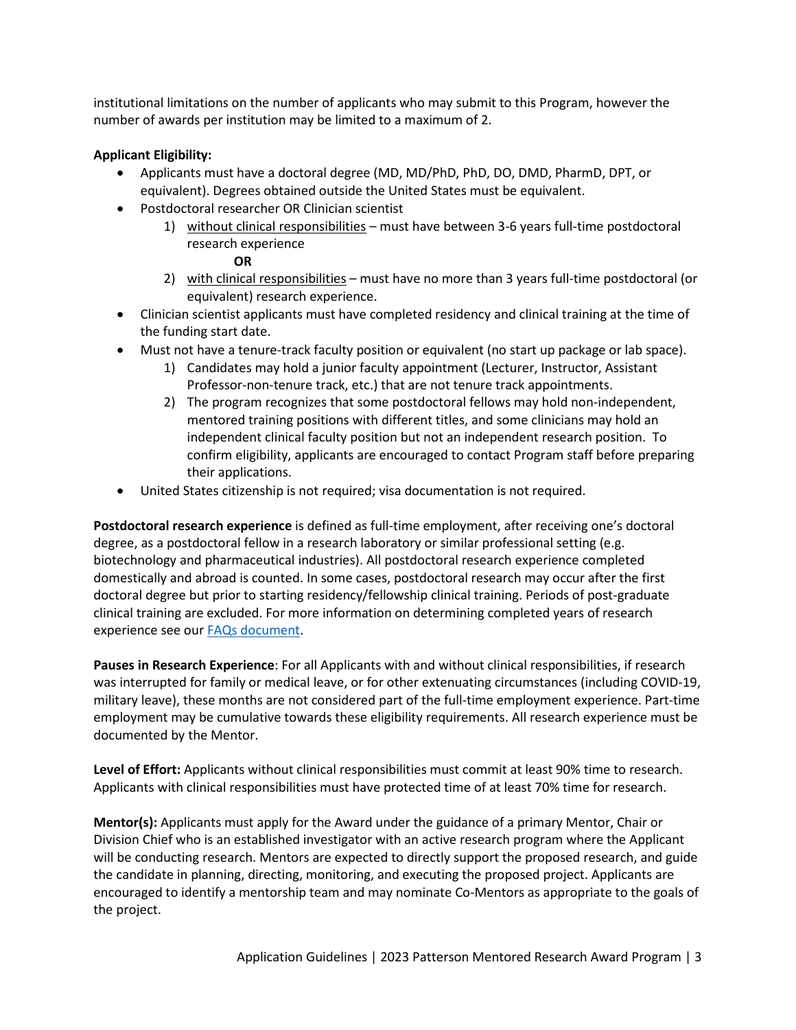institutional limitations on the number of applicants who may submit to this Program, however the number of awards per institution may be limited to a maximum of 2.

**Applicant Eligibility:**

- Applicants must have a doctoral degree (MD, MD/PhD, PhD, DO, DMD, PharmD, DPT, or equivalent). Degrees obtained outside the United States must be equivalent.
- Postdoctoral researcher OR Clinician scientist
    1) without clinical responsibilities – must have between 3-6 years full-time postdoctoral research experience

       **OR**

    2) with clinical responsibilities – must have no more than 3 years full-time postdoctoral (or equivalent) research experience.
- Clinician scientist applicants must have completed residency and clinical training at the time of the funding start date.
- Must not have a tenure-track faculty position or equivalent (no start up package or lab space).
    1) Candidates may hold a junior faculty appointment (Lecturer, Instructor, Assistant Professor-non-tenure track, etc.) that are not tenure track appointments.
    2) The program recognizes that some postdoctoral fellows may hold non-independent, mentored training positions with different titles, and some clinicians may hold an independent clinical faculty position but not an independent research position. To confirm eligibility, applicants are encouraged to contact Program staff before preparing their applications.
- United States citizenship is not required; visa documentation is not required.

**Postdoctoral research experience** is defined as full-time employment, after receiving one's doctoral degree, as a postdoctoral fellow in a research laboratory or similar professional setting (e.g. biotechnology and pharmaceutical industries). All postdoctoral research experience completed domestically and abroad is counted. In some cases, postdoctoral research may occur after the first doctoral degree but prior to starting residency/fellowship clinical training. Periods of post-graduate clinical training are excluded. For more information on determining completed years of research experience see our FAQs document.

**Pauses in Research Experience**: For all Applicants with and without clinical responsibilities, if research was interrupted for family or medical leave, or for other extenuating circumstances (including COVID-19, military leave), these months are not considered part of the full-time employment experience. Part-time employment may be cumulative towards these eligibility requirements. All research experience must be documented by the Mentor.

**Level of Effort:** Applicants without clinical responsibilities must commit at least 90% time to research. Applicants with clinical responsibilities must have protected time of at least 70% time for research.

**Mentor(s):** Applicants must apply for the Award under the guidance of a primary Mentor, Chair or Division Chief who is an established investigator with an active research program where the Applicant will be conducting research. Mentors are expected to directly support the proposed research, and guide the candidate in planning, directing, monitoring, and executing the proposed project. Applicants are encouraged to identify a mentorship team and may nominate Co-Mentors as appropriate to the goals of the project.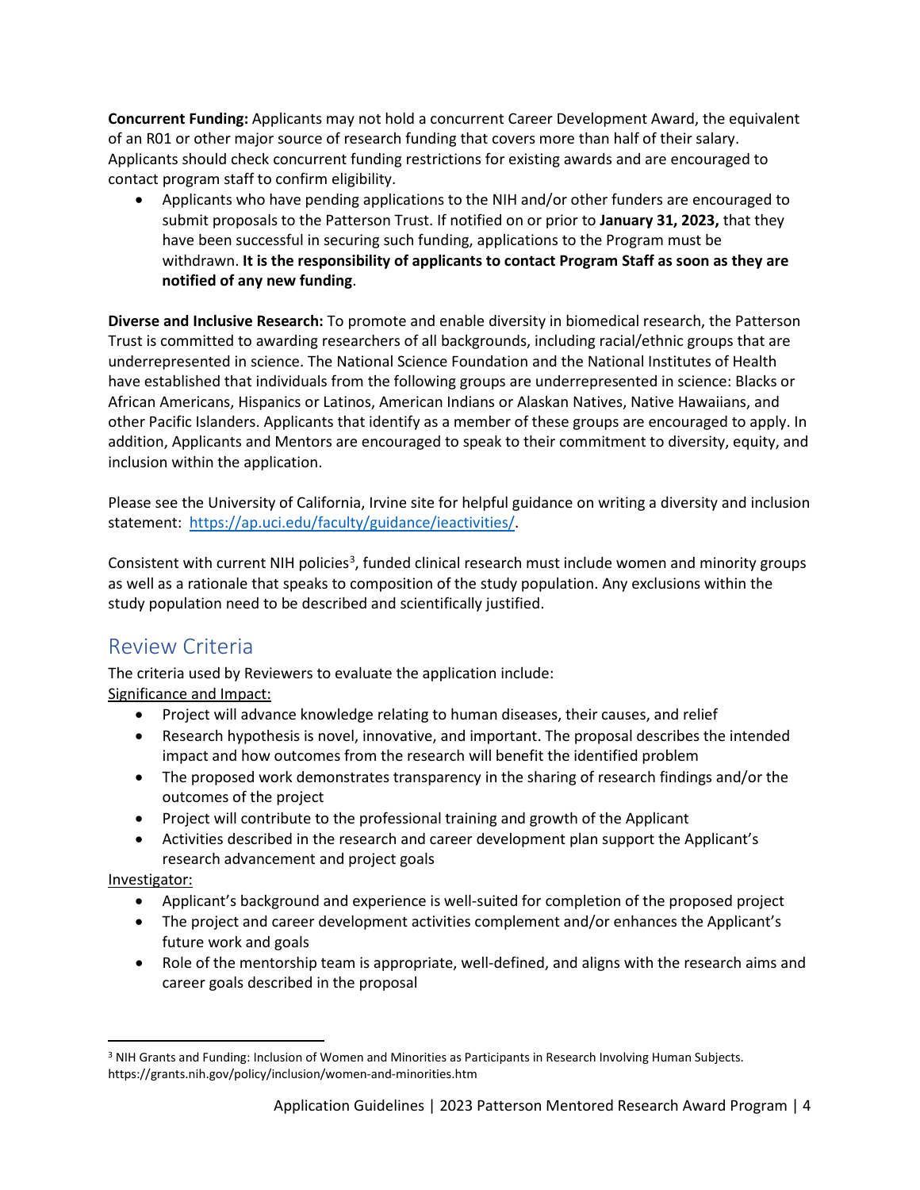**Concurrent Funding:** Applicants may not hold a concurrent Career Development Award, the equivalent of an R01 or other major source of research funding that covers more than half of their salary. Applicants should check concurrent funding restrictions for existing awards and are encouraged to contact program staff to confirm eligibility.

- Applicants who have pending applications to the NIH and/or other funders are encouraged to submit proposals to the Patterson Trust. If notified on or prior to **January 31, 2023,** that they have been successful in securing such funding, applications to the Program must be withdrawn. **It is the responsibility of applicants to contact Program Staff as soon as they are notified of any new funding**.

**Diverse and Inclusive Research:** To promote and enable diversity in biomedical research, the Patterson Trust is committed to awarding researchers of all backgrounds, including racial/ethnic groups that are underrepresented in science. The National Science Foundation and the National Institutes of Health have established that individuals from the following groups are underrepresented in science: Blacks or African Americans, Hispanics or Latinos, American Indians or Alaskan Natives, Native Hawaiians, and other Pacific Islanders. Applicants that identify as a member of these groups are encouraged to apply. In addition, Applicants and Mentors are encouraged to speak to their commitment to diversity, equity, and inclusion within the application.

Please see the University of California, Irvine site for helpful guidance on writing a diversity and inclusion statement: https://ap.uci.edu/faculty/guidance/ieactivities/.

Consistent with current NIH policies[3], funded clinical research must include women and minority groups as well as a rationale that speaks to composition of the study population. Any exclusions within the study population need to be described and scientifically justified.

## Review Criteria

The criteria used by Reviewers to evaluate the application include:

Significance and Impact:

- Project will advance knowledge relating to human diseases, their causes, and relief
- Research hypothesis is novel, innovative, and important. The proposal describes the intended impact and how outcomes from the research will benefit the identified problem
- The proposed work demonstrates transparency in the sharing of research findings and/or the outcomes of the project
- Project will contribute to the professional training and growth of the Applicant
- Activities described in the research and career development plan support the Applicant's research advancement and project goals

Investigator:

- Applicant's background and experience is well-suited for completion of the proposed project
- The project and career development activities complement and/or enhances the Applicant's future work and goals
- Role of the mentorship team is appropriate, well-defined, and aligns with the research aims and career goals described in the proposal

[3] NIH Grants and Funding: Inclusion of Women and Minorities as Participants in Research Involving Human Subjects. https://grants.nih.gov/policy/inclusion/women-and-minorities.htm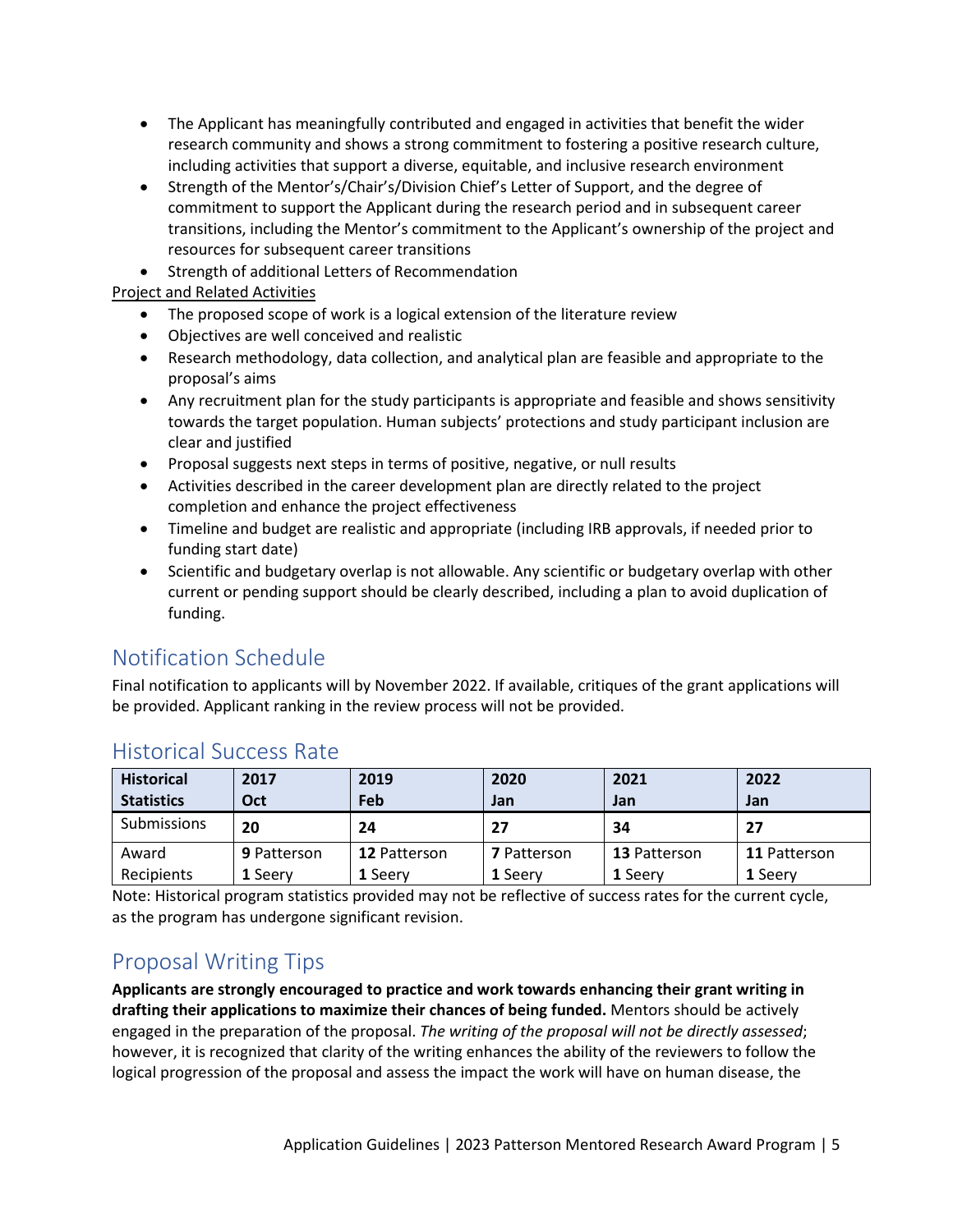- The Applicant has meaningfully contributed and engaged in activities that benefit the wider research community and shows a strong commitment to fostering a positive research culture, including activities that support a diverse, equitable, and inclusive research environment
- Strength of the Mentor's/Chair's/Division Chief's Letter of Support, and the degree of commitment to support the Applicant during the research period and in subsequent career transitions, including the Mentor's commitment to the Applicant's ownership of the project and resources for subsequent career transitions
- Strength of additional Letters of Recommendation

<u>Project and Related Activities</u>

- The proposed scope of work is a logical extension of the literature review
- Objectives are well conceived and realistic
- Research methodology, data collection, and analytical plan are feasible and appropriate to the proposal's aims
- Any recruitment plan for the study participants is appropriate and feasible and shows sensitivity towards the target population. Human subjects' protections and study participant inclusion are clear and justified
- Proposal suggests next steps in terms of positive, negative, or null results
- Activities described in the career development plan are directly related to the project completion and enhance the project effectiveness
- Timeline and budget are realistic and appropriate (including IRB approvals, if needed prior to funding start date)
- Scientific and budgetary overlap is not allowable. Any scientific or budgetary overlap with other current or pending support should be clearly described, including a plan to avoid duplication of funding.

## Notification Schedule

Final notification to applicants will by November 2022. If available, critiques of the grant applications will be provided. Applicant ranking in the review process will not be provided.

## Historical Success Rate

| Historical Statistics | 2017 Oct | 2019 Feb | 2020 Jan | 2021 Jan | 2022 Jan |
|---|---|---|---|---|---|
| Submissions | **20** | **24** | **27** | **34** | **27** |
| Award Recipients | **9** Patterson<br>**1** Seery | **12** Patterson<br>**1** Seery | **7** Patterson<br>**1** Seery | **13** Patterson<br>**1** Seery | **11** Patterson<br>**1** Seery |

Note: Historical program statistics provided may not be reflective of success rates for the current cycle, as the program has undergone significant revision.

## Proposal Writing Tips

**Applicants are strongly encouraged to practice and work towards enhancing their grant writing in drafting their applications to maximize their chances of being funded.** Mentors should be actively engaged in the preparation of the proposal. *The writing of the proposal will not be directly assessed*; however, it is recognized that clarity of the writing enhances the ability of the reviewers to follow the logical progression of the proposal and assess the impact the work will have on human disease, the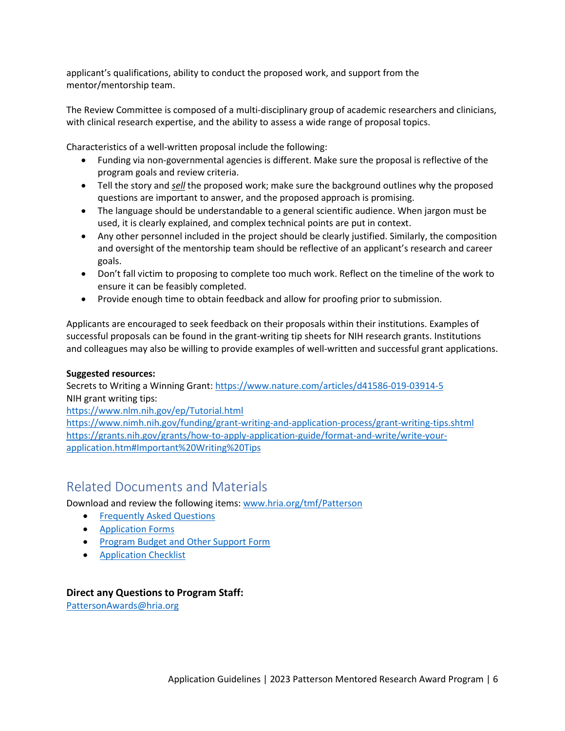applicant's qualifications, ability to conduct the proposed work, and support from the mentor/mentorship team.

The Review Committee is composed of a multi-disciplinary group of academic researchers and clinicians, with clinical research expertise, and the ability to assess a wide range of proposal topics.

Characteristics of a well-written proposal include the following:

- Funding via non-governmental agencies is different. Make sure the proposal is reflective of the program goals and review criteria.
- Tell the story and ***sell*** the proposed work; make sure the background outlines why the proposed questions are important to answer, and the proposed approach is promising.
- The language should be understandable to a general scientific audience. When jargon must be used, it is clearly explained, and complex technical points are put in context.
- Any other personnel included in the project should be clearly justified. Similarly, the composition and oversight of the mentorship team should be reflective of an applicant's research and career goals.
- Don't fall victim to proposing to complete too much work. Reflect on the timeline of the work to ensure it can be feasibly completed.
- Provide enough time to obtain feedback and allow for proofing prior to submission.

Applicants are encouraged to seek feedback on their proposals within their institutions. Examples of successful proposals can be found in the grant-writing tip sheets for NIH research grants. Institutions and colleagues may also be willing to provide examples of well-written and successful grant applications.

**Suggested resources:**
Secrets to Writing a Winning Grant: https://www.nature.com/articles/d41586-019-03914-5
NIH grant writing tips:
https://www.nlm.nih.gov/ep/Tutorial.html
https://www.nimh.nih.gov/funding/grant-writing-and-application-process/grant-writing-tips.shtml
https://grants.nih.gov/grants/how-to-apply-application-guide/format-and-write/write-your-application.htm#Important%20Writing%20Tips

## Related Documents and Materials

Download and review the following items: www.hria.org/tmf/Patterson

- Frequently Asked Questions
- Application Forms
- Program Budget and Other Support Form
- Application Checklist

**Direct any Questions to Program Staff:**
PattersonAwards@hria.org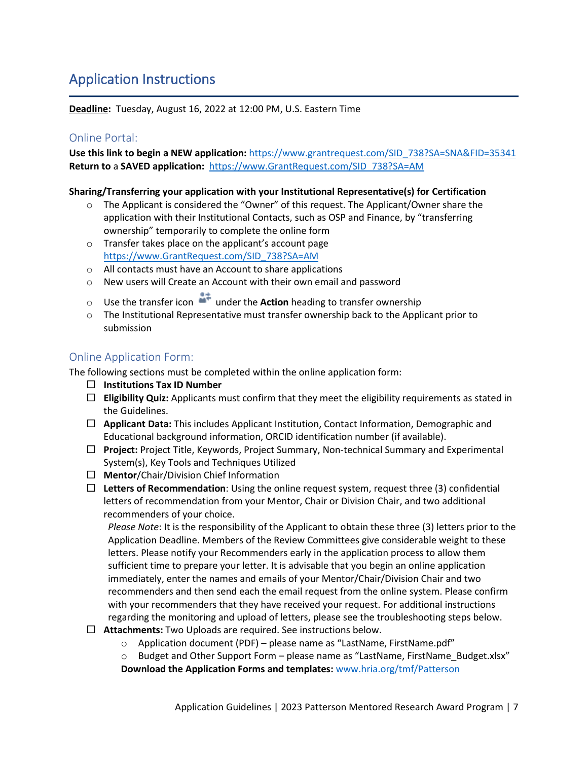# Application Instructions

**Deadline:** Tuesday, August 16, 2022 at 12:00 PM, U.S. Eastern Time

## Online Portal:

**Use this link to begin a NEW application:** https://www.grantrequest.com/SID_738?SA=SNA&FID=35341
**Return to** a **SAVED application:** https://www.GrantRequest.com/SID_738?SA=AM

**Sharing/Transferring your application with your Institutional Representative(s) for Certification**

- The Applicant is considered the "Owner" of this request. The Applicant/Owner share the application with their Institutional Contacts, such as OSP and Finance, by "transferring ownership" temporarily to complete the online form
- Transfer takes place on the applicant's account page https://www.GrantRequest.com/SID_738?SA=AM
- All contacts must have an Account to share applications
- New users will Create an Account with their own email and password
- Use the transfer icon under the **Action** heading to transfer ownership
- The Institutional Representative must transfer ownership back to the Applicant prior to submission

## Online Application Form:

The following sections must be completed within the online application form:

- ☐ **Institutions Tax ID Number**
- ☐ **Eligibility Quiz:** Applicants must confirm that they meet the eligibility requirements as stated in the Guidelines.
- ☐ **Applicant Data:** This includes Applicant Institution, Contact Information, Demographic and Educational background information, ORCID identification number (if available).
- ☐ **Project:** Project Title, Keywords, Project Summary, Non-technical Summary and Experimental System(s), Key Tools and Techniques Utilized
- ☐ **Mentor**/Chair/Division Chief Information
- ☐ **Letters of Recommendation**: Using the online request system, request three (3) confidential letters of recommendation from your Mentor, Chair or Division Chair, and two additional recommenders of your choice.

  *Please Note*: It is the responsibility of the Applicant to obtain these three (3) letters prior to the Application Deadline. Members of the Review Committees give considerable weight to these letters. Please notify your Recommenders early in the application process to allow them sufficient time to prepare your letter. It is advisable that you begin an online application immediately, enter the names and emails of your Mentor/Chair/Division Chair and two recommenders and then send each the email request from the online system. Please confirm with your recommenders that they have received your request. For additional instructions regarding the monitoring and upload of letters, please see the troubleshooting steps below.
- ☐ **Attachments:** Two Uploads are required. See instructions below.
  - Application document (PDF) – please name as "LastName, FirstName.pdf"
  - Budget and Other Support Form – please name as "LastName, FirstName_Budget.xlsx"

  **Download the Application Forms and templates:** www.hria.org/tmf/Patterson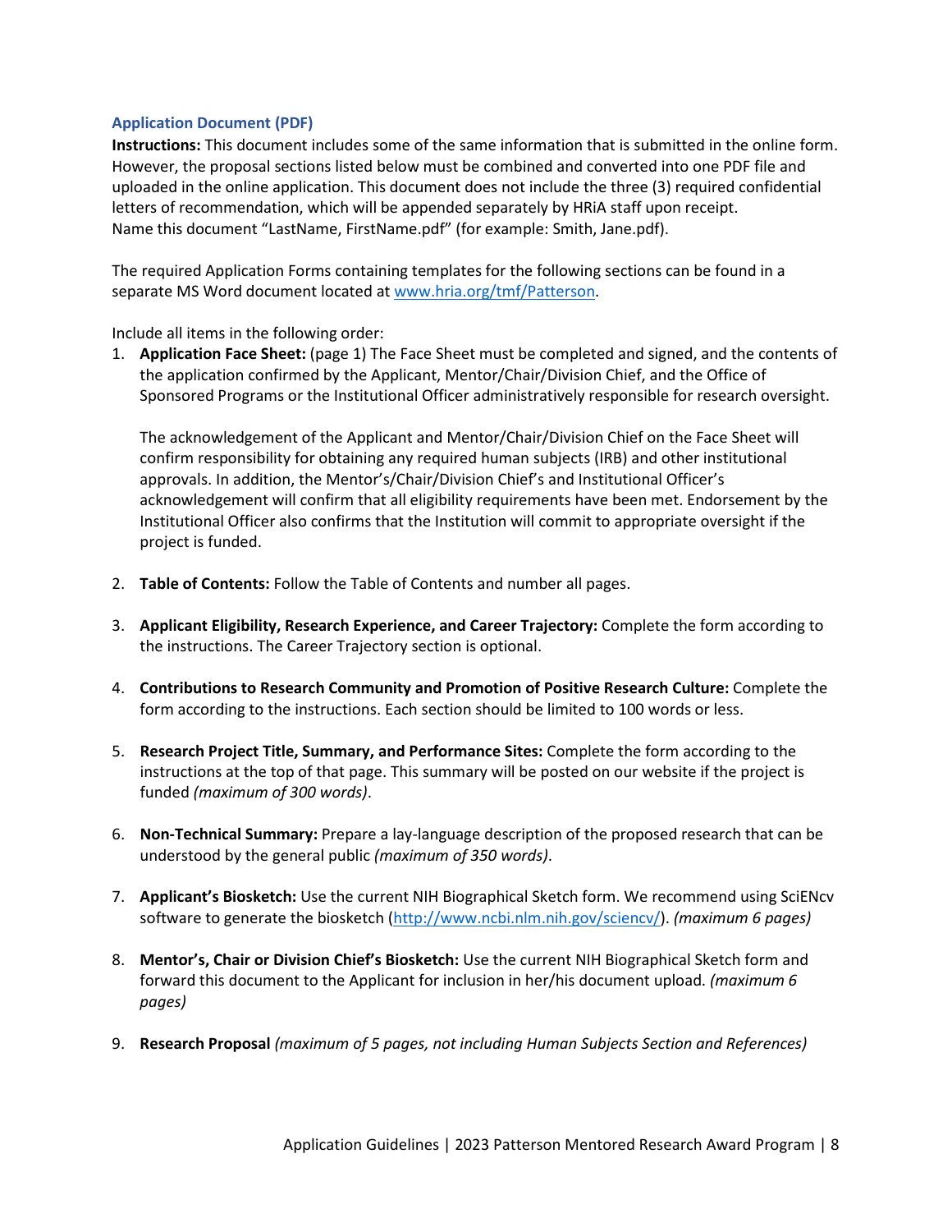### Application Document (PDF)

**Instructions:** This document includes some of the same information that is submitted in the online form. However, the proposal sections listed below must be combined and converted into one PDF file and uploaded in the online application. This document does not include the three (3) required confidential letters of recommendation, which will be appended separately by HRiA staff upon receipt. Name this document "LastName, FirstName.pdf" (for example: Smith, Jane.pdf).

The required Application Forms containing templates for the following sections can be found in a separate MS Word document located at [www.hria.org/tmf/Patterson](www.hria.org/tmf/Patterson).

Include all items in the following order:

1. **Application Face Sheet:** (page 1) The Face Sheet must be completed and signed, and the contents of the application confirmed by the Applicant, Mentor/Chair/Division Chief, and the Office of Sponsored Programs or the Institutional Officer administratively responsible for research oversight.

   The acknowledgement of the Applicant and Mentor/Chair/Division Chief on the Face Sheet will confirm responsibility for obtaining any required human subjects (IRB) and other institutional approvals. In addition, the Mentor's/Chair/Division Chief's and Institutional Officer's acknowledgement will confirm that all eligibility requirements have been met. Endorsement by the Institutional Officer also confirms that the Institution will commit to appropriate oversight if the project is funded.

2. **Table of Contents:** Follow the Table of Contents and number all pages.

3. **Applicant Eligibility, Research Experience, and Career Trajectory:** Complete the form according to the instructions. The Career Trajectory section is optional.

4. **Contributions to Research Community and Promotion of Positive Research Culture:** Complete the form according to the instructions. Each section should be limited to 100 words or less.

5. **Research Project Title, Summary, and Performance Sites:** Complete the form according to the instructions at the top of that page. This summary will be posted on our website if the project is funded *(maximum of 300 words)*.

6. **Non-Technical Summary:** Prepare a lay-language description of the proposed research that can be understood by the general public *(maximum of 350 words)*.

7. **Applicant's Biosketch:** Use the current NIH Biographical Sketch form. We recommend using SciENcv software to generate the biosketch ([http://www.ncbi.nlm.nih.gov/sciencv/](http://www.ncbi.nlm.nih.gov/sciencv/)). *(maximum 6 pages)*

8. **Mentor's, Chair or Division Chief's Biosketch:** Use the current NIH Biographical Sketch form and forward this document to the Applicant for inclusion in her/his document upload. *(maximum 6 pages)*

9. **Research Proposal** *(maximum of 5 pages, not including Human Subjects Section and References)*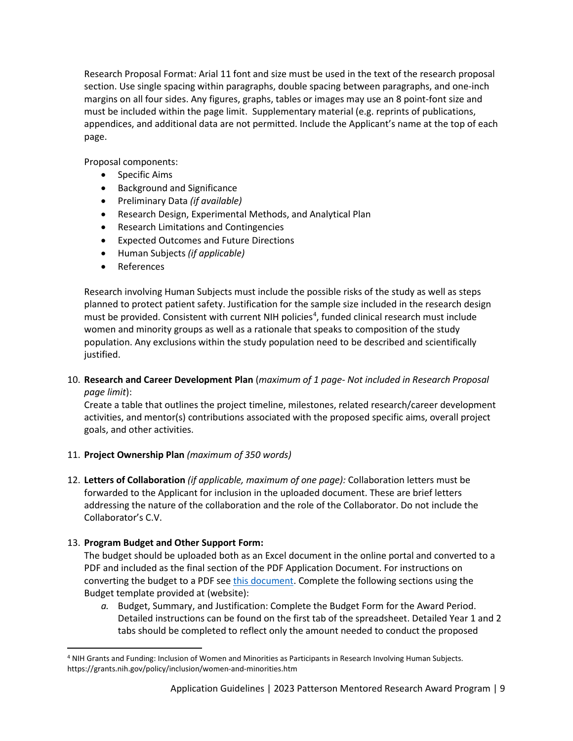Research Proposal Format: Arial 11 font and size must be used in the text of the research proposal section. Use single spacing within paragraphs, double spacing between paragraphs, and one-inch margins on all four sides. Any figures, graphs, tables or images may use an 8 point-font size and must be included within the page limit. Supplementary material (e.g. reprints of publications, appendices, and additional data are not permitted. Include the Applicant's name at the top of each page.

Proposal components:

- Specific Aims
- Background and Significance
- Preliminary Data *(if available)*
- Research Design, Experimental Methods, and Analytical Plan
- Research Limitations and Contingencies
- Expected Outcomes and Future Directions
- Human Subjects *(if applicable)*
- References

Research involving Human Subjects must include the possible risks of the study as well as steps planned to protect patient safety. Justification for the sample size included in the research design must be provided. Consistent with current NIH policies[4], funded clinical research must include women and minority groups as well as a rationale that speaks to composition of the study population. Any exclusions within the study population need to be described and scientifically justified.

10. **Research and Career Development Plan** (*maximum of 1 page- Not included in Research Proposal page limit*):
    Create a table that outlines the project timeline, milestones, related research/career development activities, and mentor(s) contributions associated with the proposed specific aims, overall project goals, and other activities.

11. **Project Ownership Plan** *(maximum of 350 words)*

12. **Letters of Collaboration** *(if applicable, maximum of one page):* Collaboration letters must be forwarded to the Applicant for inclusion in the uploaded document. These are brief letters addressing the nature of the collaboration and the role of the Collaborator. Do not include the Collaborator's C.V.

13. **Program Budget and Other Support Form:**
    The budget should be uploaded both as an Excel document in the online portal and converted to a PDF and included as the final section of the PDF Application Document. For instructions on converting the budget to a PDF see [this document](). Complete the following sections using the Budget template provided at (website):
    *a.* Budget, Summary, and Justification: Complete the Budget Form for the Award Period. Detailed instructions can be found on the first tab of the spreadsheet. Detailed Year 1 and 2 tabs should be completed to reflect only the amount needed to conduct the proposed

---

[4] NIH Grants and Funding: Inclusion of Women and Minorities as Participants in Research Involving Human Subjects. https://grants.nih.gov/policy/inclusion/women-and-minorities.htm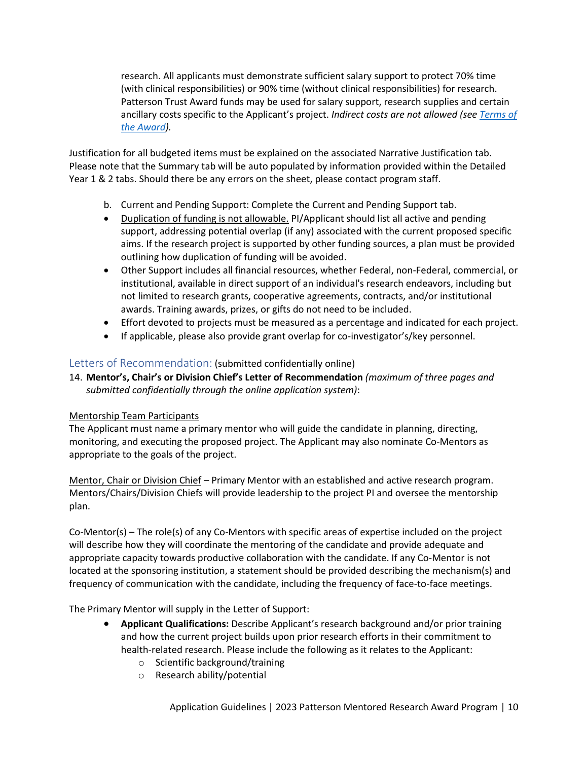research. All applicants must demonstrate sufficient salary support to protect 70% time (with clinical responsibilities) or 90% time (without clinical responsibilities) for research. Patterson Trust Award funds may be used for salary support, research supplies and certain ancillary costs specific to the Applicant's project. *Indirect costs are not allowed (see Terms of the Award).*

Justification for all budgeted items must be explained on the associated Narrative Justification tab. Please note that the Summary tab will be auto populated by information provided within the Detailed Year 1 & 2 tabs. Should there be any errors on the sheet, please contact program staff.

b. Current and Pending Support: Complete the Current and Pending Support tab.

- Duplication of funding is not allowable. PI/Applicant should list all active and pending support, addressing potential overlap (if any) associated with the current proposed specific aims. If the research project is supported by other funding sources, a plan must be provided outlining how duplication of funding will be avoided.
- Other Support includes all financial resources, whether Federal, non-Federal, commercial, or institutional, available in direct support of an individual's research endeavors, including but not limited to research grants, cooperative agreements, contracts, and/or institutional awards. Training awards, prizes, or gifts do not need to be included.
- Effort devoted to projects must be measured as a percentage and indicated for each project.
- If applicable, please also provide grant overlap for co-investigator's/key personnel.

## Letters of Recommendation: (submitted confidentially online)

14. **Mentor's, Chair's or Division Chief's Letter of Recommendation** *(maximum of three pages and submitted confidentially through the online application system)*:

Mentorship Team Participants

The Applicant must name a primary mentor who will guide the candidate in planning, directing, monitoring, and executing the proposed project. The Applicant may also nominate Co-Mentors as appropriate to the goals of the project.

Mentor, Chair or Division Chief – Primary Mentor with an established and active research program. Mentors/Chairs/Division Chiefs will provide leadership to the project PI and oversee the mentorship plan.

Co-Mentor(s) – The role(s) of any Co-Mentors with specific areas of expertise included on the project will describe how they will coordinate the mentoring of the candidate and provide adequate and appropriate capacity towards productive collaboration with the candidate. If any Co-Mentor is not located at the sponsoring institution, a statement should be provided describing the mechanism(s) and frequency of communication with the candidate, including the frequency of face-to-face meetings.

The Primary Mentor will supply in the Letter of Support:

- **Applicant Qualifications:** Describe Applicant's research background and/or prior training and how the current project builds upon prior research efforts in their commitment to health-related research. Please include the following as it relates to the Applicant:
  - Scientific background/training
  - Research ability/potential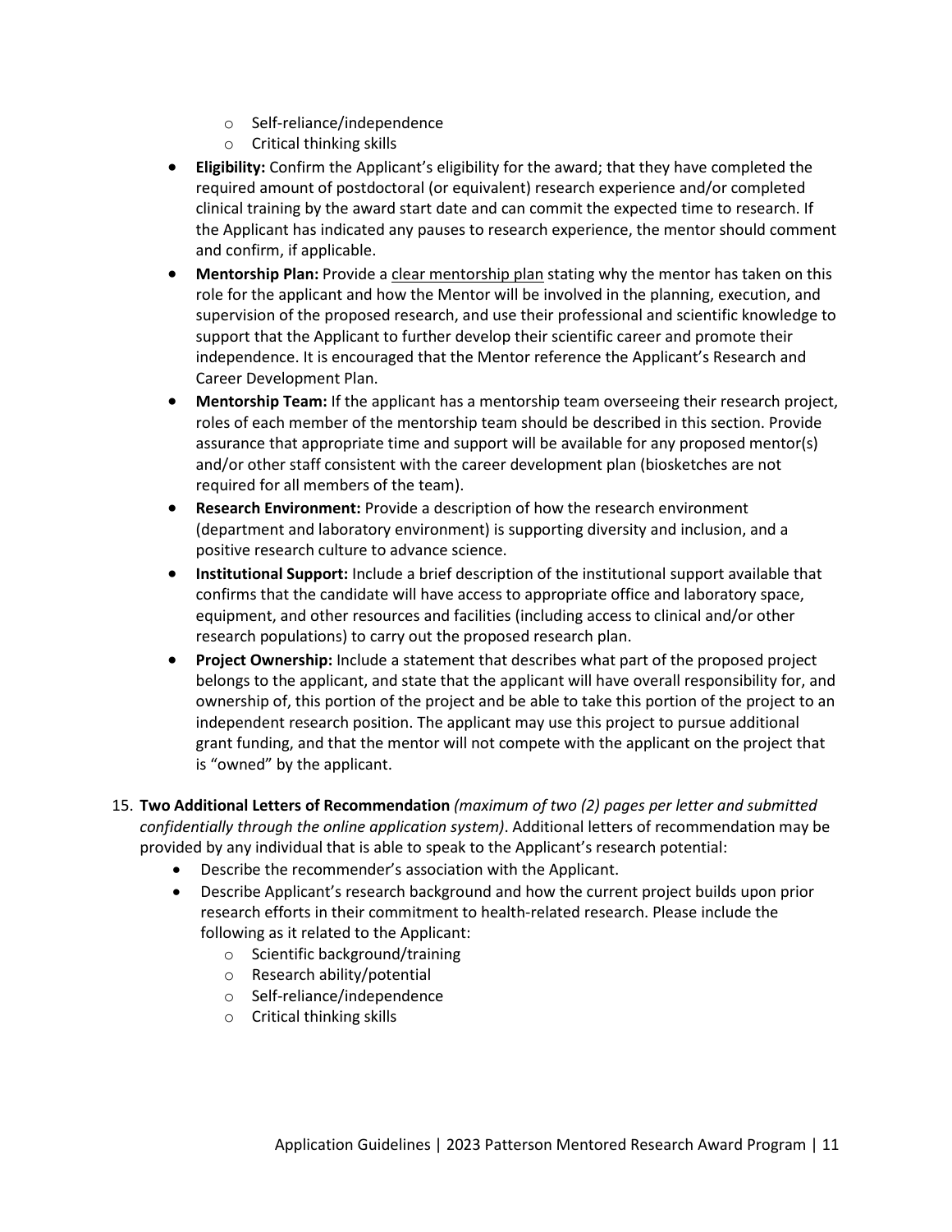- Self-reliance/independence
    - Critical thinking skills
- **Eligibility:** Confirm the Applicant's eligibility for the award; that they have completed the required amount of postdoctoral (or equivalent) research experience and/or completed clinical training by the award start date and can commit the expected time to research. If the Applicant has indicated any pauses to research experience, the mentor should comment and confirm, if applicable.
- **Mentorship Plan:** Provide a clear mentorship plan stating why the mentor has taken on this role for the applicant and how the Mentor will be involved in the planning, execution, and supervision of the proposed research, and use their professional and scientific knowledge to support that the Applicant to further develop their scientific career and promote their independence. It is encouraged that the Mentor reference the Applicant's Research and Career Development Plan.
- **Mentorship Team:** If the applicant has a mentorship team overseeing their research project, roles of each member of the mentorship team should be described in this section. Provide assurance that appropriate time and support will be available for any proposed mentor(s) and/or other staff consistent with the career development plan (biosketches are not required for all members of the team).
- **Research Environment:** Provide a description of how the research environment (department and laboratory environment) is supporting diversity and inclusion, and a positive research culture to advance science.
- **Institutional Support:** Include a brief description of the institutional support available that confirms that the candidate will have access to appropriate office and laboratory space, equipment, and other resources and facilities (including access to clinical and/or other research populations) to carry out the proposed research plan.
- **Project Ownership:** Include a statement that describes what part of the proposed project belongs to the applicant, and state that the applicant will have overall responsibility for, and ownership of, this portion of the project and be able to take this portion of the project to an independent research position. The applicant may use this project to pursue additional grant funding, and that the mentor will not compete with the applicant on the project that is "owned" by the applicant.

15. **Two Additional Letters of Recommendation** *(maximum of two (2) pages per letter and submitted confidentially through the online application system)*. Additional letters of recommendation may be provided by any individual that is able to speak to the Applicant's research potential:
    - Describe the recommender's association with the Applicant.
    - Describe Applicant's research background and how the current project builds upon prior research efforts in their commitment to health-related research. Please include the following as it related to the Applicant:
        - Scientific background/training
        - Research ability/potential
        - Self-reliance/independence
        - Critical thinking skills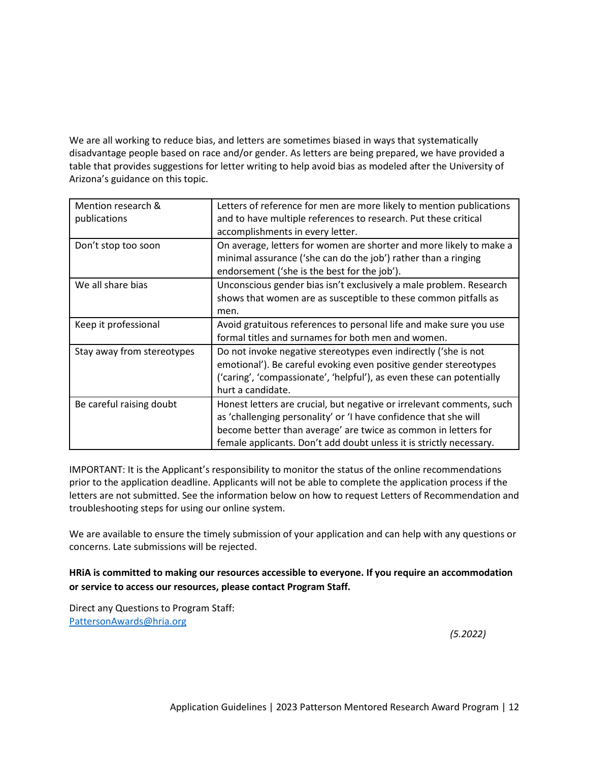We are all working to reduce bias, and letters are sometimes biased in ways that systematically disadvantage people based on race and/or gender. As letters are being prepared, we have provided a table that provides suggestions for letter writing to help avoid bias as modeled after the University of Arizona's guidance on this topic.

| | |
|---|---|
| Mention research & publications | Letters of reference for men are more likely to mention publications and to have multiple references to research. Put these critical accomplishments in every letter. |
| Don't stop too soon | On average, letters for women are shorter and more likely to make a minimal assurance ('she can do the job') rather than a ringing endorsement ('she is the best for the job'). |
| We all share bias | Unconscious gender bias isn't exclusively a male problem. Research shows that women are as susceptible to these common pitfalls as men. |
| Keep it professional | Avoid gratuitous references to personal life and make sure you use formal titles and surnames for both men and women. |
| Stay away from stereotypes | Do not invoke negative stereotypes even indirectly ('she is not emotional'). Be careful evoking even positive gender stereotypes ('caring', 'compassionate', 'helpful'), as even these can potentially hurt a candidate. |
| Be careful raising doubt | Honest letters are crucial, but negative or irrelevant comments, such as 'challenging personality' or 'I have confidence that she will become better than average' are twice as common in letters for female applicants. Don't add doubt unless it is strictly necessary. |

IMPORTANT: It is the Applicant's responsibility to monitor the status of the online recommendations prior to the application deadline. Applicants will not be able to complete the application process if the letters are not submitted. See the information below on how to request Letters of Recommendation and troubleshooting steps for using our online system.

We are available to ensure the timely submission of your application and can help with any questions or concerns. Late submissions will be rejected.

**HRiA is committed to making our resources accessible to everyone. If you require an accommodation or service to access our resources, please contact Program Staff.**

Direct any Questions to Program Staff:
[PattersonAwards@hria.org](mailto:PattersonAwards@hria.org)

*(5.2022)*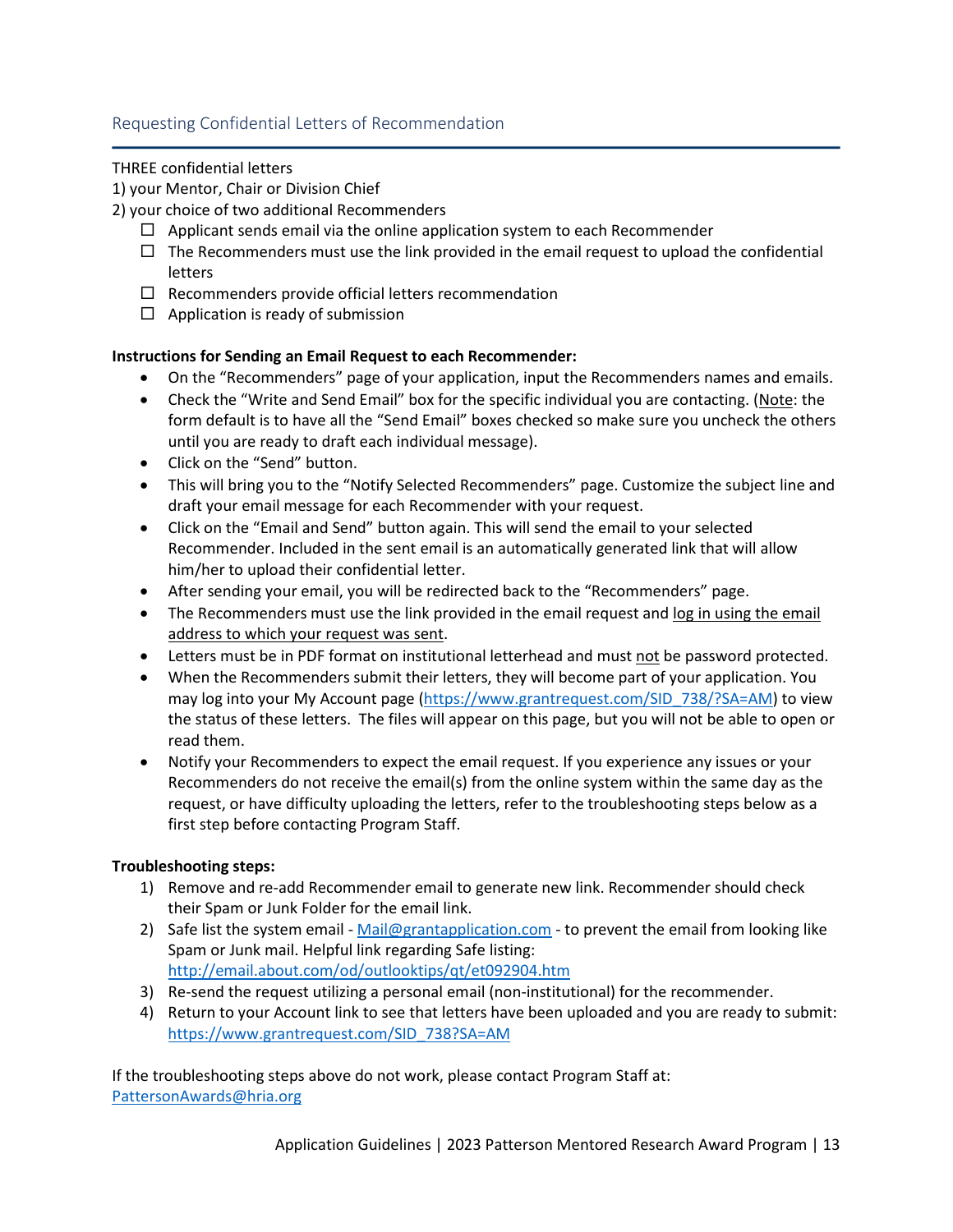## Requesting Confidential Letters of Recommendation

THREE confidential letters

1) your Mentor, Chair or Division Chief
2) your choice of two additional Recommenders

- ☐ Applicant sends email via the online application system to each Recommender
- ☐ The Recommenders must use the link provided in the email request to upload the confidential letters
- ☐ Recommenders provide official letters recommendation
- ☐ Application is ready of submission

**Instructions for Sending an Email Request to each Recommender:**

- On the "Recommenders" page of your application, input the Recommenders names and emails.
- Check the "Write and Send Email" box for the specific individual you are contacting. (Note: the form default is to have all the "Send Email" boxes checked so make sure you uncheck the others until you are ready to draft each individual message).
- Click on the "Send" button.
- This will bring you to the "Notify Selected Recommenders" page. Customize the subject line and draft your email message for each Recommender with your request.
- Click on the "Email and Send" button again. This will send the email to your selected Recommender. Included in the sent email is an automatically generated link that will allow him/her to upload their confidential letter.
- After sending your email, you will be redirected back to the "Recommenders" page.
- The Recommenders must use the link provided in the email request and log in using the email address to which your request was sent.
- Letters must be in PDF format on institutional letterhead and must not be password protected.
- When the Recommenders submit their letters, they will become part of your application. You may log into your My Account page (https://www.grantrequest.com/SID_738/?SA=AM) to view the status of these letters. The files will appear on this page, but you will not be able to open or read them.
- Notify your Recommenders to expect the email request. If you experience any issues or your Recommenders do not receive the email(s) from the online system within the same day as the request, or have difficulty uploading the letters, refer to the troubleshooting steps below as a first step before contacting Program Staff.

**Troubleshooting steps:**

1) Remove and re-add Recommender email to generate new link. Recommender should check their Spam or Junk Folder for the email link.
2) Safe list the system email - Mail@grantapplication.com - to prevent the email from looking like Spam or Junk mail. Helpful link regarding Safe listing: http://email.about.com/od/outlooktips/qt/et092904.htm
3) Re-send the request utilizing a personal email (non-institutional) for the recommender.
4) Return to your Account link to see that letters have been uploaded and you are ready to submit: https://www.grantrequest.com/SID_738?SA=AM

If the troubleshooting steps above do not work, please contact Program Staff at: PattersonAwards@hria.org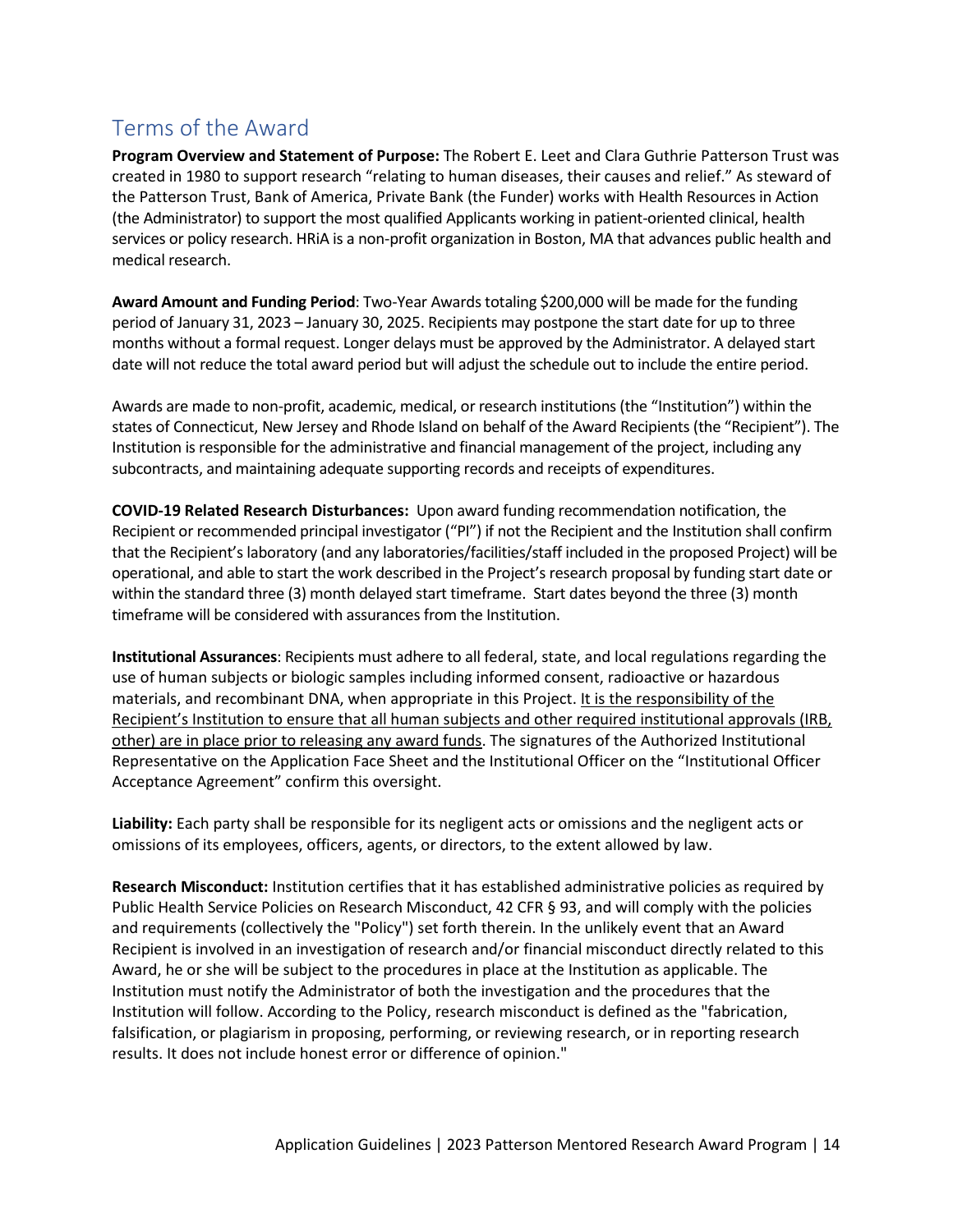## Terms of the Award

**Program Overview and Statement of Purpose:** The Robert E. Leet and Clara Guthrie Patterson Trust was created in 1980 to support research "relating to human diseases, their causes and relief." As steward of the Patterson Trust, Bank of America, Private Bank (the Funder) works with Health Resources in Action (the Administrator) to support the most qualified Applicants working in patient-oriented clinical, health services or policy research. HRiA is a non-profit organization in Boston, MA that advances public health and medical research.

**Award Amount and Funding Period**: Two-Year Awards totaling $200,000 will be made for the funding period of January 31, 2023 – January 30, 2025. Recipients may postpone the start date for up to three months without a formal request. Longer delays must be approved by the Administrator. A delayed start date will not reduce the total award period but will adjust the schedule out to include the entire period.

Awards are made to non-profit, academic, medical, or research institutions (the "Institution") within the states of Connecticut, New Jersey and Rhode Island on behalf of the Award Recipients (the "Recipient"). The Institution is responsible for the administrative and financial management of the project, including any subcontracts, and maintaining adequate supporting records and receipts of expenditures.

**COVID-19 Related Research Disturbances:** Upon award funding recommendation notification, the Recipient or recommended principal investigator ("PI") if not the Recipient and the Institution shall confirm that the Recipient's laboratory (and any laboratories/facilities/staff included in the proposed Project) will be operational, and able to start the work described in the Project's research proposal by funding start date or within the standard three (3) month delayed start timeframe. Start dates beyond the three (3) month timeframe will be considered with assurances from the Institution.

**Institutional Assurances**: Recipients must adhere to all federal, state, and local regulations regarding the use of human subjects or biologic samples including informed consent, radioactive or hazardous materials, and recombinant DNA, when appropriate in this Project. It is the responsibility of the Recipient's Institution to ensure that all human subjects and other required institutional approvals (IRB, other) are in place prior to releasing any award funds. The signatures of the Authorized Institutional Representative on the Application Face Sheet and the Institutional Officer on the "Institutional Officer Acceptance Agreement" confirm this oversight.

**Liability:** Each party shall be responsible for its negligent acts or omissions and the negligent acts or omissions of its employees, officers, agents, or directors, to the extent allowed by law.

**Research Misconduct:** Institution certifies that it has established administrative policies as required by Public Health Service Policies on Research Misconduct, 42 CFR § 93, and will comply with the policies and requirements (collectively the "Policy") set forth therein. In the unlikely event that an Award Recipient is involved in an investigation of research and/or financial misconduct directly related to this Award, he or she will be subject to the procedures in place at the Institution as applicable. The Institution must notify the Administrator of both the investigation and the procedures that the Institution will follow. According to the Policy, research misconduct is defined as the "fabrication, falsification, or plagiarism in proposing, performing, or reviewing research, or in reporting research results. It does not include honest error or difference of opinion."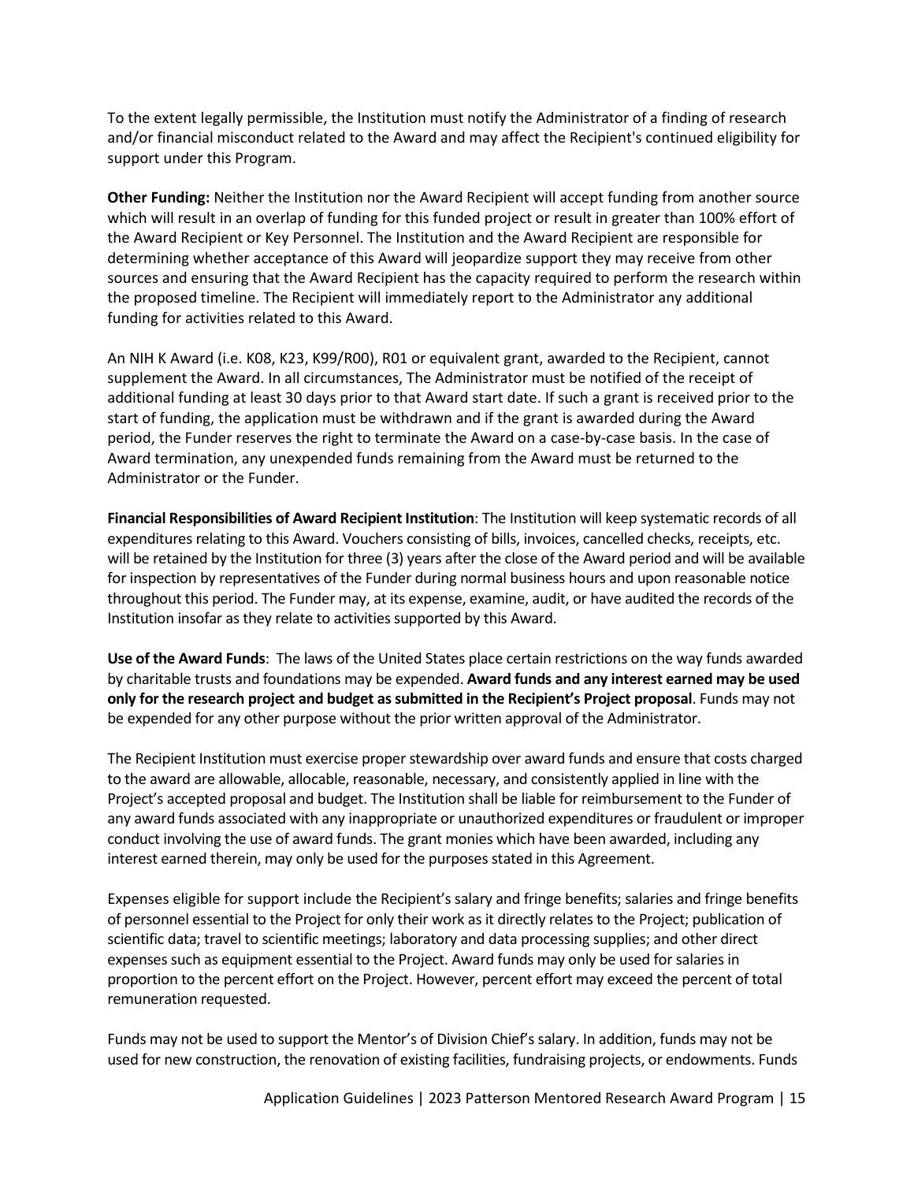To the extent legally permissible, the Institution must notify the Administrator of a finding of research and/or financial misconduct related to the Award and may affect the Recipient's continued eligibility for support under this Program.

**Other Funding:** Neither the Institution nor the Award Recipient will accept funding from another source which will result in an overlap of funding for this funded project or result in greater than 100% effort of the Award Recipient or Key Personnel. The Institution and the Award Recipient are responsible for determining whether acceptance of this Award will jeopardize support they may receive from other sources and ensuring that the Award Recipient has the capacity required to perform the research within the proposed timeline. The Recipient will immediately report to the Administrator any additional funding for activities related to this Award.

An NIH K Award (i.e. K08, K23, K99/R00), R01 or equivalent grant, awarded to the Recipient, cannot supplement the Award. In all circumstances, The Administrator must be notified of the receipt of additional funding at least 30 days prior to that Award start date. If such a grant is received prior to the start of funding, the application must be withdrawn and if the grant is awarded during the Award period, the Funder reserves the right to terminate the Award on a case-by-case basis. In the case of Award termination, any unexpended funds remaining from the Award must be returned to the Administrator or the Funder.

**Financial Responsibilities of Award Recipient Institution**: The Institution will keep systematic records of all expenditures relating to this Award. Vouchers consisting of bills, invoices, cancelled checks, receipts, etc. will be retained by the Institution for three (3) years after the close of the Award period and will be available for inspection by representatives of the Funder during normal business hours and upon reasonable notice throughout this period. The Funder may, at its expense, examine, audit, or have audited the records of the Institution insofar as they relate to activities supported by this Award.

**Use of the Award Funds**: The laws of the United States place certain restrictions on the way funds awarded by charitable trusts and foundations may be expended. **Award funds and any interest earned may be used only for the research project and budget as submitted in the Recipient's Project proposal**. Funds may not be expended for any other purpose without the prior written approval of the Administrator.

The Recipient Institution must exercise proper stewardship over award funds and ensure that costs charged to the award are allowable, allocable, reasonable, necessary, and consistently applied in line with the Project's accepted proposal and budget. The Institution shall be liable for reimbursement to the Funder of any award funds associated with any inappropriate or unauthorized expenditures or fraudulent or improper conduct involving the use of award funds. The grant monies which have been awarded, including any interest earned therein, may only be used for the purposes stated in this Agreement.

Expenses eligible for support include the Recipient's salary and fringe benefits; salaries and fringe benefits of personnel essential to the Project for only their work as it directly relates to the Project; publication of scientific data; travel to scientific meetings; laboratory and data processing supplies; and other direct expenses such as equipment essential to the Project. Award funds may only be used for salaries in proportion to the percent effort on the Project. However, percent effort may exceed the percent of total remuneration requested.

Funds may not be used to support the Mentor's of Division Chief's salary. In addition, funds may not be used for new construction, the renovation of existing facilities, fundraising projects, or endowments. Funds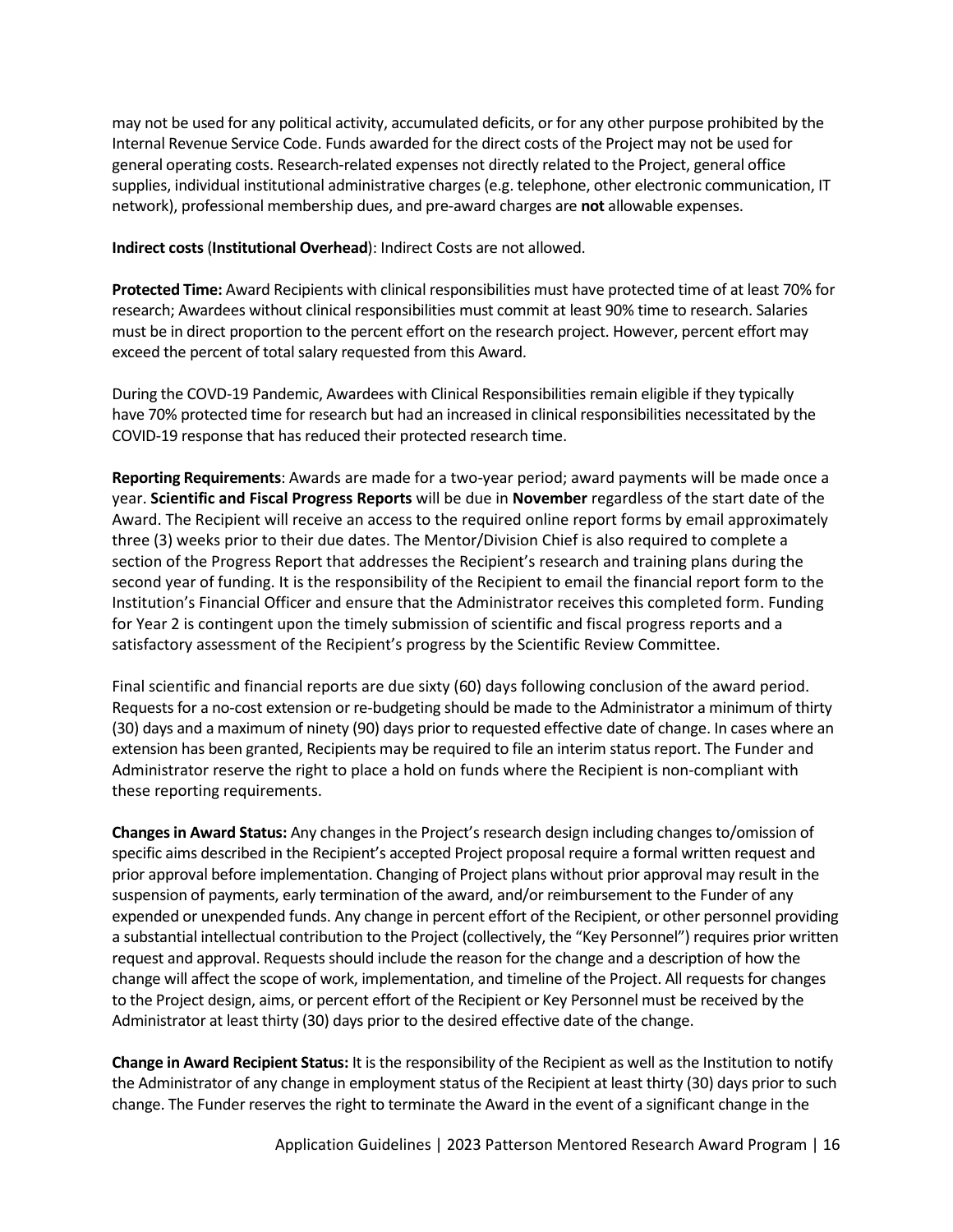may not be used for any political activity, accumulated deficits, or for any other purpose prohibited by the Internal Revenue Service Code. Funds awarded for the direct costs of the Project may not be used for general operating costs. Research-related expenses not directly related to the Project, general office supplies, individual institutional administrative charges (e.g. telephone, other electronic communication, IT network), professional membership dues, and pre-award charges are **not** allowable expenses.

**Indirect costs** (**Institutional Overhead**): Indirect Costs are not allowed.

**Protected Time:** Award Recipients with clinical responsibilities must have protected time of at least 70% for research; Awardees without clinical responsibilities must commit at least 90% time to research. Salaries must be in direct proportion to the percent effort on the research project. However, percent effort may exceed the percent of total salary requested from this Award.

During the COVD-19 Pandemic, Awardees with Clinical Responsibilities remain eligible if they typically have 70% protected time for research but had an increased in clinical responsibilities necessitated by the COVID-19 response that has reduced their protected research time.

**Reporting Requirements**: Awards are made for a two-year period; award payments will be made once a year. **Scientific and Fiscal Progress Reports** will be due in **November** regardless of the start date of the Award. The Recipient will receive an access to the required online report forms by email approximately three (3) weeks prior to their due dates. The Mentor/Division Chief is also required to complete a section of the Progress Report that addresses the Recipient's research and training plans during the second year of funding. It is the responsibility of the Recipient to email the financial report form to the Institution's Financial Officer and ensure that the Administrator receives this completed form. Funding for Year 2 is contingent upon the timely submission of scientific and fiscal progress reports and a satisfactory assessment of the Recipient's progress by the Scientific Review Committee.

Final scientific and financial reports are due sixty (60) days following conclusion of the award period. Requests for a no-cost extension or re-budgeting should be made to the Administrator a minimum of thirty (30) days and a maximum of ninety (90) days prior to requested effective date of change. In cases where an extension has been granted, Recipients may be required to file an interim status report. The Funder and Administrator reserve the right to place a hold on funds where the Recipient is non-compliant with these reporting requirements.

**Changes in Award Status:** Any changes in the Project's research design including changes to/omission of specific aims described in the Recipient's accepted Project proposal require a formal written request and prior approval before implementation. Changing of Project plans without prior approval may result in the suspension of payments, early termination of the award, and/or reimbursement to the Funder of any expended or unexpended funds. Any change in percent effort of the Recipient, or other personnel providing a substantial intellectual contribution to the Project (collectively, the "Key Personnel") requires prior written request and approval. Requests should include the reason for the change and a description of how the change will affect the scope of work, implementation, and timeline of the Project. All requests for changes to the Project design, aims, or percent effort of the Recipient or Key Personnel must be received by the Administrator at least thirty (30) days prior to the desired effective date of the change.

**Change in Award Recipient Status:** It is the responsibility of the Recipient as well as the Institution to notify the Administrator of any change in employment status of the Recipient at least thirty (30) days prior to such change. The Funder reserves the right to terminate the Award in the event of a significant change in the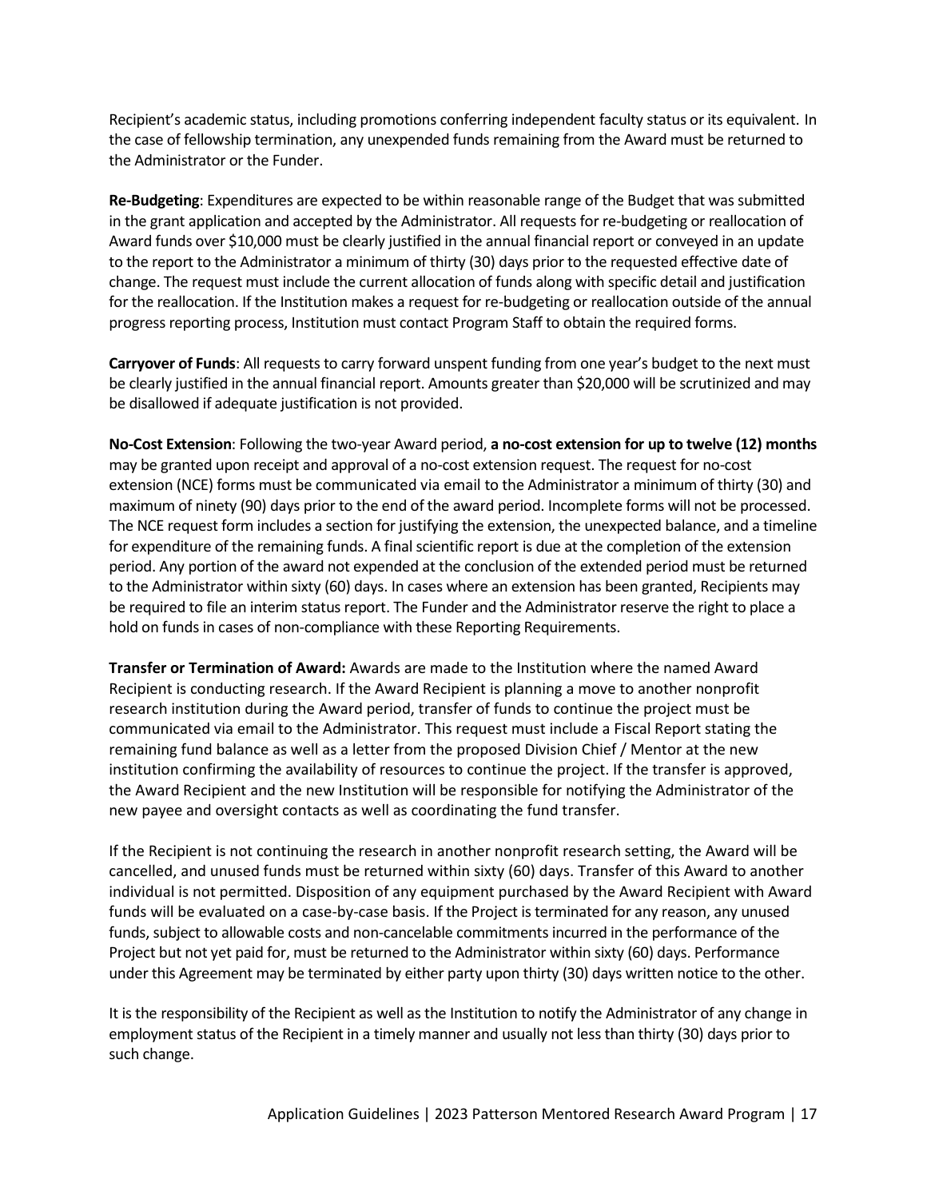Recipient's academic status, including promotions conferring independent faculty status or its equivalent. In the case of fellowship termination, any unexpended funds remaining from the Award must be returned to the Administrator or the Funder.

**Re-Budgeting**: Expenditures are expected to be within reasonable range of the Budget that was submitted in the grant application and accepted by the Administrator. All requests for re-budgeting or reallocation of Award funds over $10,000 must be clearly justified in the annual financial report or conveyed in an update to the report to the Administrator a minimum of thirty (30) days prior to the requested effective date of change. The request must include the current allocation of funds along with specific detail and justification for the reallocation. If the Institution makes a request for re-budgeting or reallocation outside of the annual progress reporting process, Institution must contact Program Staff to obtain the required forms.

**Carryover of Funds**: All requests to carry forward unspent funding from one year's budget to the next must be clearly justified in the annual financial report. Amounts greater than $20,000 will be scrutinized and may be disallowed if adequate justification is not provided.

**No-Cost Extension**: Following the two-year Award period, **a no-cost extension for up to twelve (12) months** may be granted upon receipt and approval of a no-cost extension request. The request for no-cost extension (NCE) forms must be communicated via email to the Administrator a minimum of thirty (30) and maximum of ninety (90) days prior to the end of the award period. Incomplete forms will not be processed. The NCE request form includes a section for justifying the extension, the unexpected balance, and a timeline for expenditure of the remaining funds. A final scientific report is due at the completion of the extension period. Any portion of the award not expended at the conclusion of the extended period must be returned to the Administrator within sixty (60) days. In cases where an extension has been granted, Recipients may be required to file an interim status report. The Funder and the Administrator reserve the right to place a hold on funds in cases of non-compliance with these Reporting Requirements.

**Transfer or Termination of Award:** Awards are made to the Institution where the named Award Recipient is conducting research. If the Award Recipient is planning a move to another nonprofit research institution during the Award period, transfer of funds to continue the project must be communicated via email to the Administrator. This request must include a Fiscal Report stating the remaining fund balance as well as a letter from the proposed Division Chief / Mentor at the new institution confirming the availability of resources to continue the project. If the transfer is approved, the Award Recipient and the new Institution will be responsible for notifying the Administrator of the new payee and oversight contacts as well as coordinating the fund transfer.

If the Recipient is not continuing the research in another nonprofit research setting, the Award will be cancelled, and unused funds must be returned within sixty (60) days. Transfer of this Award to another individual is not permitted. Disposition of any equipment purchased by the Award Recipient with Award funds will be evaluated on a case-by-case basis. If the Project is terminated for any reason, any unused funds, subject to allowable costs and non-cancelable commitments incurred in the performance of the Project but not yet paid for, must be returned to the Administrator within sixty (60) days. Performance under this Agreement may be terminated by either party upon thirty (30) days written notice to the other.

It is the responsibility of the Recipient as well as the Institution to notify the Administrator of any change in employment status of the Recipient in a timely manner and usually not less than thirty (30) days prior to such change.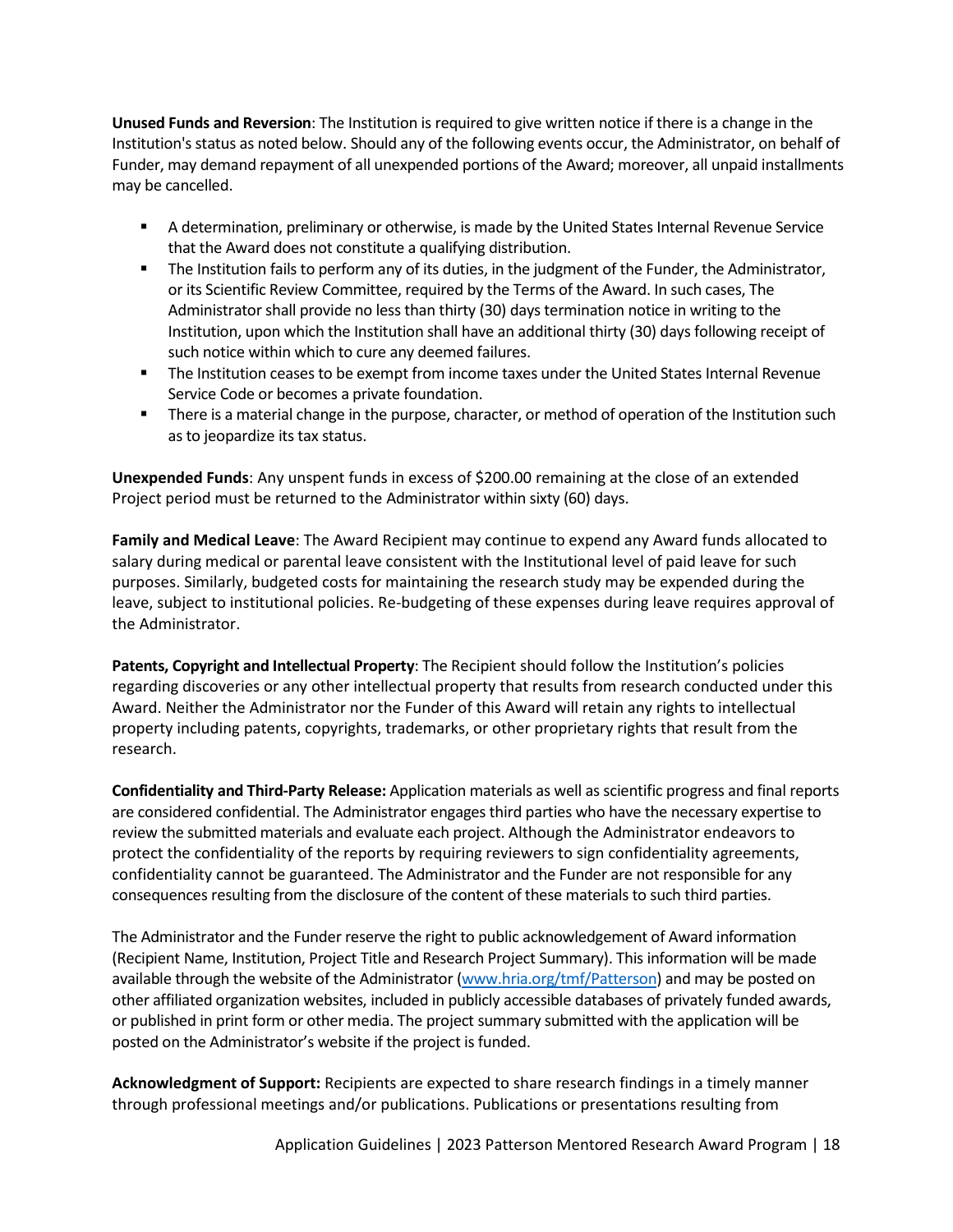**Unused Funds and Reversion**: The Institution is required to give written notice if there is a change in the Institution's status as noted below. Should any of the following events occur, the Administrator, on behalf of Funder, may demand repayment of all unexpended portions of the Award; moreover, all unpaid installments may be cancelled.

- A determination, preliminary or otherwise, is made by the United States Internal Revenue Service that the Award does not constitute a qualifying distribution.
- The Institution fails to perform any of its duties, in the judgment of the Funder, the Administrator, or its Scientific Review Committee, required by the Terms of the Award. In such cases, The Administrator shall provide no less than thirty (30) days termination notice in writing to the Institution, upon which the Institution shall have an additional thirty (30) days following receipt of such notice within which to cure any deemed failures.
- The Institution ceases to be exempt from income taxes under the United States Internal Revenue Service Code or becomes a private foundation.
- There is a material change in the purpose, character, or method of operation of the Institution such as to jeopardize its tax status.

**Unexpended Funds**: Any unspent funds in excess of $200.00 remaining at the close of an extended Project period must be returned to the Administrator within sixty (60) days.

**Family and Medical Leave**: The Award Recipient may continue to expend any Award funds allocated to salary during medical or parental leave consistent with the Institutional level of paid leave for such purposes. Similarly, budgeted costs for maintaining the research study may be expended during the leave, subject to institutional policies. Re-budgeting of these expenses during leave requires approval of the Administrator.

**Patents, Copyright and Intellectual Property**: The Recipient should follow the Institution's policies regarding discoveries or any other intellectual property that results from research conducted under this Award. Neither the Administrator nor the Funder of this Award will retain any rights to intellectual property including patents, copyrights, trademarks, or other proprietary rights that result from the research.

**Confidentiality and Third-Party Release:** Application materials as well as scientific progress and final reports are considered confidential. The Administrator engages third parties who have the necessary expertise to review the submitted materials and evaluate each project. Although the Administrator endeavors to protect the confidentiality of the reports by requiring reviewers to sign confidentiality agreements, confidentiality cannot be guaranteed. The Administrator and the Funder are not responsible for any consequences resulting from the disclosure of the content of these materials to such third parties.

The Administrator and the Funder reserve the right to public acknowledgement of Award information (Recipient Name, Institution, Project Title and Research Project Summary). This information will be made available through the website of the Administrator ([www.hria.org/tmf/Patterson](http://www.hria.org/tmf/Patterson)) and may be posted on other affiliated organization websites, included in publicly accessible databases of privately funded awards, or published in print form or other media. The project summary submitted with the application will be posted on the Administrator's website if the project is funded.

**Acknowledgment of Support:** Recipients are expected to share research findings in a timely manner through professional meetings and/or publications. Publications or presentations resulting from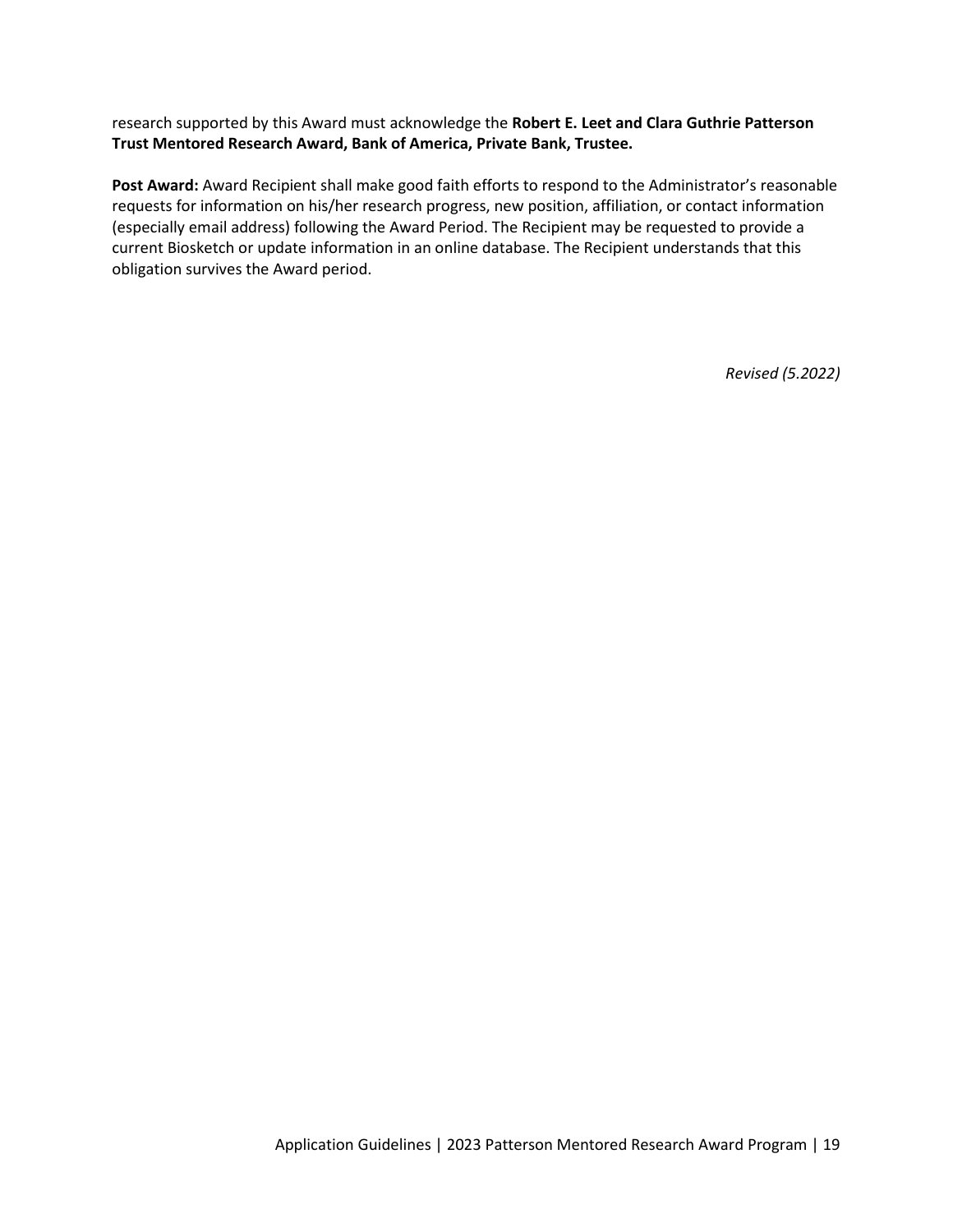research supported by this Award must acknowledge the **Robert E. Leet and Clara Guthrie Patterson Trust Mentored Research Award, Bank of America, Private Bank, Trustee.**

**Post Award:** Award Recipient shall make good faith efforts to respond to the Administrator's reasonable requests for information on his/her research progress, new position, affiliation, or contact information (especially email address) following the Award Period. The Recipient may be requested to provide a current Biosketch or update information in an online database. The Recipient understands that this obligation survives the Award period.

*Revised (5.2022)*